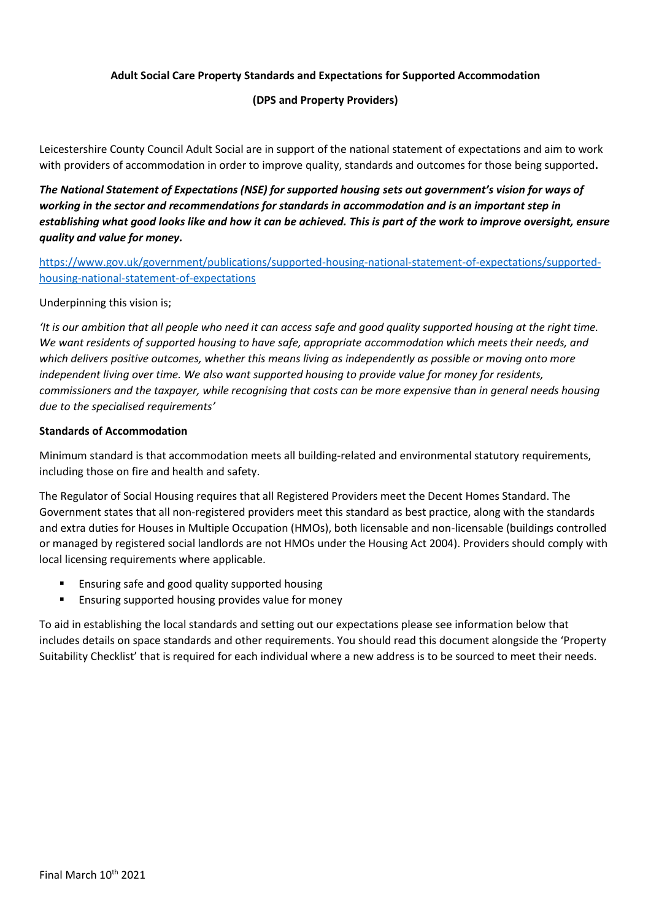**Adult Social Care Property Standards and Expectations for Supported Accommodation**

**(DPS and Property Providers)**

Leicestershire County Council Adult Social are in support of the national statement of expectations and aim to work with providers of accommodation in order to improve quality, standards and outcomes for those being supported**.**

***The National Statement of Expectations (NSE) for supported housing sets out government's vision for ways of working in the sector and recommendations for standards in accommodation and is an important step in establishing what good looks like and how it can be achieved. This is part of the work to improve oversight, ensure quality and value for money.***

[https://www.gov.uk/government/publications/supported-housing-national-statement-of-expectations/supported-housing-national-statement-of-expectations](https://www.gov.uk/government/publications/supported-housing-national-statement-of-expectations/supported-housing-national-statement-of-expectations)

Underpinning this vision is;

*'It is our ambition that all people who need it can access safe and good quality supported housing at the right time. We want residents of supported housing to have safe, appropriate accommodation which meets their needs, and which delivers positive outcomes, whether this means living as independently as possible or moving onto more independent living over time. We also want supported housing to provide value for money for residents, commissioners and the taxpayer, while recognising that costs can be more expensive than in general needs housing due to the specialised requirements'*

**Standards of Accommodation**

Minimum standard is that accommodation meets all building-related and environmental statutory requirements, including those on fire and health and safety.

The Regulator of Social Housing requires that all Registered Providers meet the Decent Homes Standard. The Government states that all non-registered providers meet this standard as best practice, along with the standards and extra duties for Houses in Multiple Occupation (HMOs), both licensable and non-licensable (buildings controlled or managed by registered social landlords are not HMOs under the Housing Act 2004). Providers should comply with local licensing requirements where applicable.

- Ensuring safe and good quality supported housing
- Ensuring supported housing provides value for money

To aid in establishing the local standards and setting out our expectations please see information below that includes details on space standards and other requirements. You should read this document alongside the 'Property Suitability Checklist' that is required for each individual where a new address is to be sourced to meet their needs.

Final March 10th 2021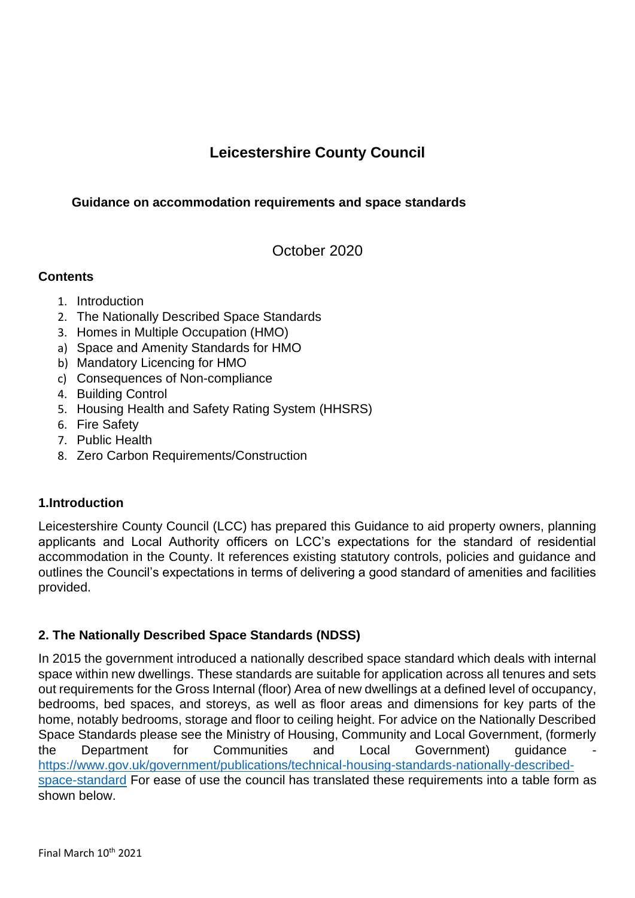# Leicestershire County Council

### Guidance on accommodation requirements and space standards

October 2020

**Contents**

1. Introduction
2. The Nationally Described Space Standards
3. Homes in Multiple Occupation (HMO)
   a) Space and Amenity Standards for HMO
   b) Mandatory Licencing for HMO
   c) Consequences of Non-compliance
4. Building Control
5. Housing Health and Safety Rating System (HHSRS)
6. Fire Safety
7. Public Health
8. Zero Carbon Requirements/Construction

## 1.Introduction

Leicestershire County Council (LCC) has prepared this Guidance to aid property owners, planning applicants and Local Authority officers on LCC's expectations for the standard of residential accommodation in the County. It references existing statutory controls, policies and guidance and outlines the Council's expectations in terms of delivering a good standard of amenities and facilities provided.

## 2. The Nationally Described Space Standards (NDSS)

In 2015 the government introduced a nationally described space standard which deals with internal space within new dwellings. These standards are suitable for application across all tenures and sets out requirements for the Gross Internal (floor) Area of new dwellings at a defined level of occupancy, bedrooms, bed spaces, and storeys, as well as floor areas and dimensions for key parts of the home, notably bedrooms, storage and floor to ceiling height. For advice on the Nationally Described Space Standards please see the Ministry of Housing, Community and Local Government, (formerly the Department for Communities and Local Government) guidance - https://www.gov.uk/government/publications/technical-housing-standards-nationally-described-space-standard For ease of use the council has translated these requirements into a table form as shown below.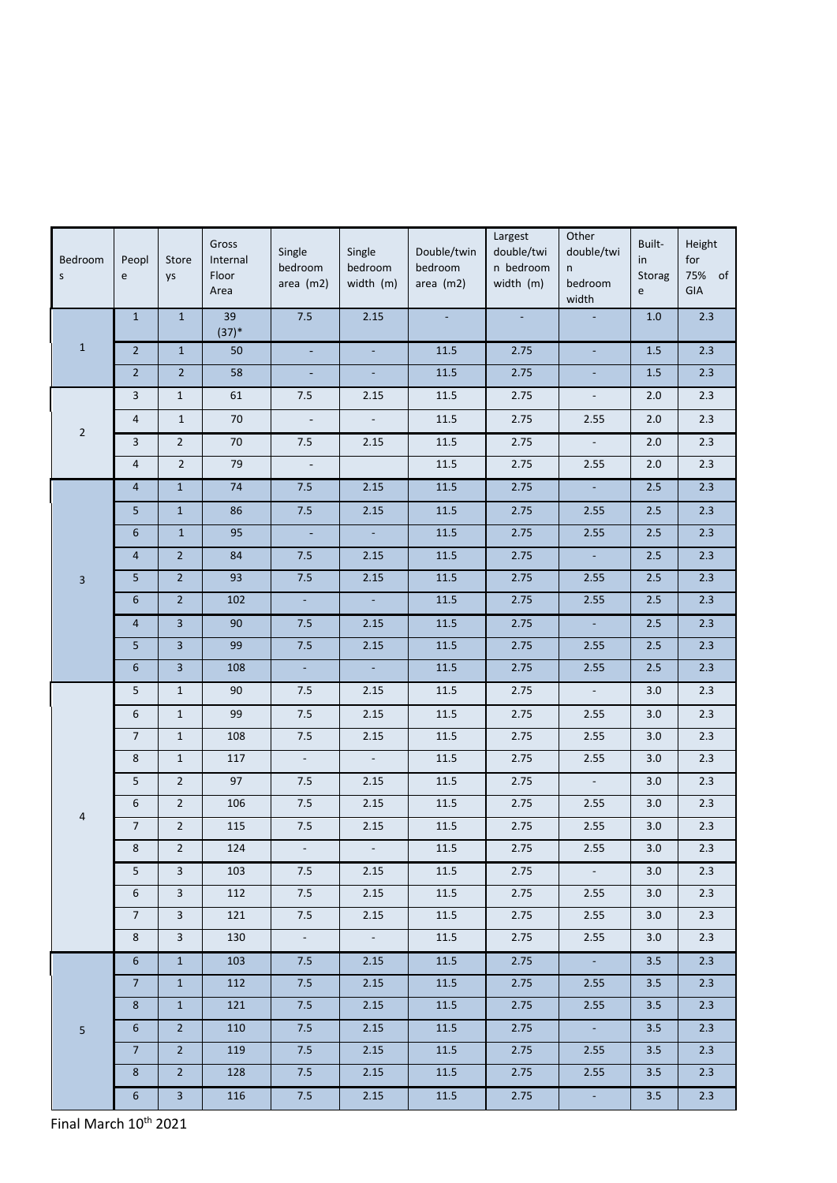| Bedrooms | People | Storeys | Gross Internal Floor Area | Single bedroom area (m2) | Single bedroom width (m) | Double/twin bedroom area (m2) | Largest double/twin bedroom width (m) | Other double/twin bedroom width | Built-in Storage | Height for 75% of GIA |
|---|---|---|---|---|---|---|---|---|---|---|
| 1 | 1 | 1 | 39 (37)* | 7.5 | 2.15 | - | - | - | 1.0 | 2.3 |
| | 2 | 1 | 50 | - | - | 11.5 | 2.75 | - | 1.5 | 2.3 |
| | 2 | 2 | 58 | - | - | 11.5 | 2.75 | - | 1.5 | 2.3 |
| 2 | 3 | 1 | 61 | 7.5 | 2.15 | 11.5 | 2.75 | - | 2.0 | 2.3 |
| | 4 | 1 | 70 | - | - | 11.5 | 2.75 | 2.55 | 2.0 | 2.3 |
| | 3 | 2 | 70 | 7.5 | 2.15 | 11.5 | 2.75 | - | 2.0 | 2.3 |
| | 4 | 2 | 79 | - | | 11.5 | 2.75 | 2.55 | 2.0 | 2.3 |
| 3 | 4 | 1 | 74 | 7.5 | 2.15 | 11.5 | 2.75 | - | 2.5 | 2.3 |
| | 5 | 1 | 86 | 7.5 | 2.15 | 11.5 | 2.75 | 2.55 | 2.5 | 2.3 |
| | 6 | 1 | 95 | - | - | 11.5 | 2.75 | 2.55 | 2.5 | 2.3 |
| | 4 | 2 | 84 | 7.5 | 2.15 | 11.5 | 2.75 | - | 2.5 | 2.3 |
| | 5 | 2 | 93 | 7.5 | 2.15 | 11.5 | 2.75 | 2.55 | 2.5 | 2.3 |
| | 6 | 2 | 102 | - | - | 11.5 | 2.75 | 2.55 | 2.5 | 2.3 |
| | 4 | 3 | 90 | 7.5 | 2.15 | 11.5 | 2.75 | - | 2.5 | 2.3 |
| | 5 | 3 | 99 | 7.5 | 2.15 | 11.5 | 2.75 | 2.55 | 2.5 | 2.3 |
| | 6 | 3 | 108 | - | - | 11.5 | 2.75 | 2.55 | 2.5 | 2.3 |
| 4 | 5 | 1 | 90 | 7.5 | 2.15 | 11.5 | 2.75 | - | 3.0 | 2.3 |
| | 6 | 1 | 99 | 7.5 | 2.15 | 11.5 | 2.75 | 2.55 | 3.0 | 2.3 |
| | 7 | 1 | 108 | 7.5 | 2.15 | 11.5 | 2.75 | 2.55 | 3.0 | 2.3 |
| | 8 | 1 | 117 | - | - | 11.5 | 2.75 | 2.55 | 3.0 | 2.3 |
| | 5 | 2 | 97 | 7.5 | 2.15 | 11.5 | 2.75 | - | 3.0 | 2.3 |
| | 6 | 2 | 106 | 7.5 | 2.15 | 11.5 | 2.75 | 2.55 | 3.0 | 2.3 |
| | 7 | 2 | 115 | 7.5 | 2.15 | 11.5 | 2.75 | 2.55 | 3.0 | 2.3 |
| | 8 | 2 | 124 | - | - | 11.5 | 2.75 | 2.55 | 3.0 | 2.3 |
| | 5 | 3 | 103 | 7.5 | 2.15 | 11.5 | 2.75 | - | 3.0 | 2.3 |
| | 6 | 3 | 112 | 7.5 | 2.15 | 11.5 | 2.75 | 2.55 | 3.0 | 2.3 |
| | 7 | 3 | 121 | 7.5 | 2.15 | 11.5 | 2.75 | 2.55 | 3.0 | 2.3 |
| | 8 | 3 | 130 | - | - | 11.5 | 2.75 | 2.55 | 3.0 | 2.3 |
| 5 | 6 | 1 | 103 | 7.5 | 2.15 | 11.5 | 2.75 | - | 3.5 | 2.3 |
| | 7 | 1 | 112 | 7.5 | 2.15 | 11.5 | 2.75 | 2.55 | 3.5 | 2.3 |
| | 8 | 1 | 121 | 7.5 | 2.15 | 11.5 | 2.75 | 2.55 | 3.5 | 2.3 |
| | 6 | 2 | 110 | 7.5 | 2.15 | 11.5 | 2.75 | - | 3.5 | 2.3 |
| | 7 | 2 | 119 | 7.5 | 2.15 | 11.5 | 2.75 | 2.55 | 3.5 | 2.3 |
| | 8 | 2 | 128 | 7.5 | 2.15 | 11.5 | 2.75 | 2.55 | 3.5 | 2.3 |
| | 6 | 3 | 116 | 7.5 | 2.15 | 11.5 | 2.75 | - | 3.5 | 2.3 |

Final March 10th 2021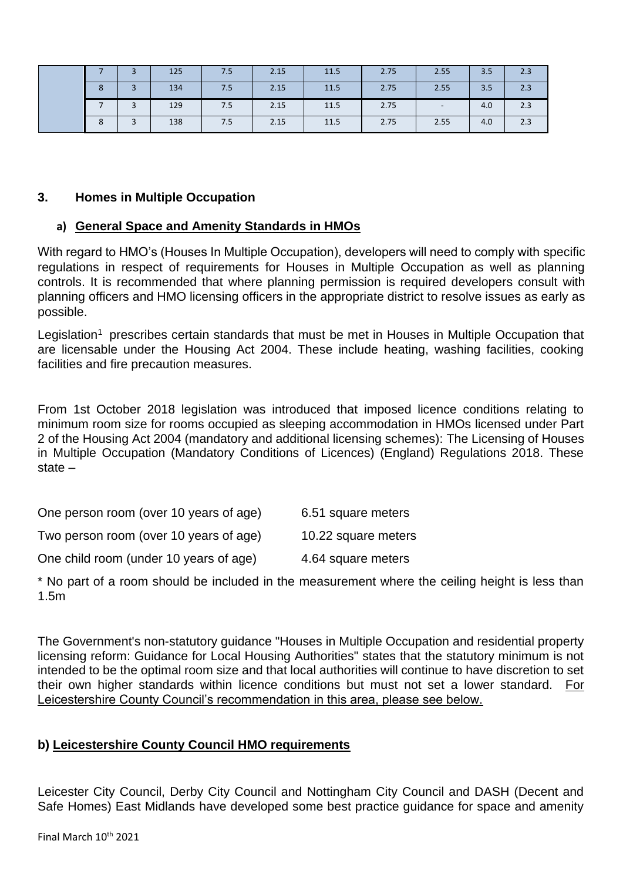|  | 7 | 3 | 125 | 7.5 | 2.15 | 11.5 | 2.75 | 2.55 | 3.5 | 2.3 |
|---|---|---|---|---|---|---|---|---|---|---|
|  | 8 | 3 | 134 | 7.5 | 2.15 | 11.5 | 2.75 | 2.55 | 3.5 | 2.3 |
|  | 7 | 3 | 129 | 7.5 | 2.15 | 11.5 | 2.75 | - | 4.0 | 2.3 |
|  | 8 | 3 | 138 | 7.5 | 2.15 | 11.5 | 2.75 | 2.55 | 4.0 | 2.3 |

## 3. Homes in Multiple Occupation

### a) General Space and Amenity Standards in HMOs

With regard to HMO's (Houses In Multiple Occupation), developers will need to comply with specific regulations in respect of requirements for Houses in Multiple Occupation as well as planning controls. It is recommended that where planning permission is required developers consult with planning officers and HMO licensing officers in the appropriate district to resolve issues as early as possible.

Legislation[1] prescribes certain standards that must be met in Houses in Multiple Occupation that are licensable under the Housing Act 2004. These include heating, washing facilities, cooking facilities and fire precaution measures.

From 1st October 2018 legislation was introduced that imposed licence conditions relating to minimum room size for rooms occupied as sleeping accommodation in HMOs licensed under Part 2 of the Housing Act 2004 (mandatory and additional licensing schemes): The Licensing of Houses in Multiple Occupation (Mandatory Conditions of Licences) (England) Regulations 2018. These state –

| | |
|---|---|
| One person room (over 10 years of age) | 6.51 square meters |
| Two person room (over 10 years of age) | 10.22 square meters |
| One child room (under 10 years of age) | 4.64 square meters |

* No part of a room should be included in the measurement where the ceiling height is less than 1.5m

The Government's non-statutory guidance "Houses in Multiple Occupation and residential property licensing reform: Guidance for Local Housing Authorities" states that the statutory minimum is not intended to be the optimal room size and that local authorities will continue to have discretion to set their own higher standards within licence conditions but must not set a lower standard. For Leicestershire County Council's recommendation in this area, please see below.

### b) Leicestershire County Council HMO requirements

Leicester City Council, Derby City Council and Nottingham City Council and DASH (Decent and Safe Homes) East Midlands have developed some best practice guidance for space and amenity

Final March 10th 2021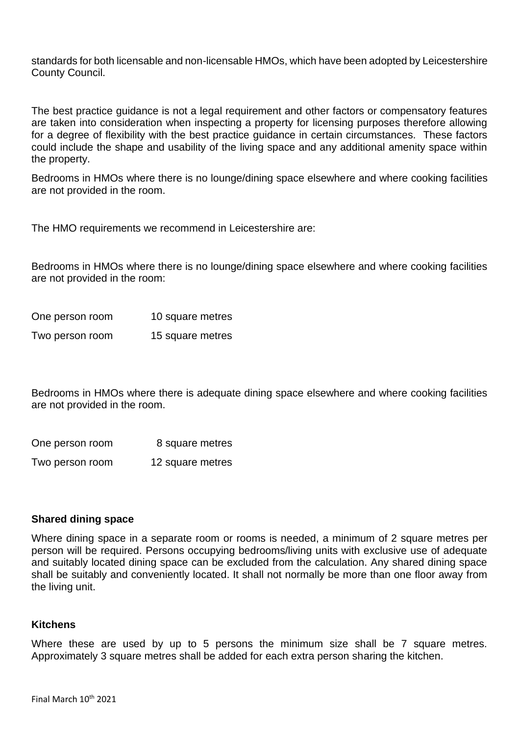standards for both licensable and non-licensable HMOs, which have been adopted by Leicestershire County Council.

The best practice guidance is not a legal requirement and other factors or compensatory features are taken into consideration when inspecting a property for licensing purposes therefore allowing for a degree of flexibility with the best practice guidance in certain circumstances. These factors could include the shape and usability of the living space and any additional amenity space within the property.

Bedrooms in HMOs where there is no lounge/dining space elsewhere and where cooking facilities are not provided in the room.

The HMO requirements we recommend in Leicestershire are:

Bedrooms in HMOs where there is no lounge/dining space elsewhere and where cooking facilities are not provided in the room:

| | |
|---|---|
| One person room | 10 square metres |
| Two person room | 15 square metres |

Bedrooms in HMOs where there is adequate dining space elsewhere and where cooking facilities are not provided in the room.

| | |
|---|---|
| One person room | 8 square metres |
| Two person room | 12 square metres |

**Shared dining space**

Where dining space in a separate room or rooms is needed, a minimum of 2 square metres per person will be required. Persons occupying bedrooms/living units with exclusive use of adequate and suitably located dining space can be excluded from the calculation. Any shared dining space shall be suitably and conveniently located. It shall not normally be more than one floor away from the living unit.

**Kitchens**

Where these are used by up to 5 persons the minimum size shall be 7 square metres. Approximately 3 square metres shall be added for each extra person sharing the kitchen.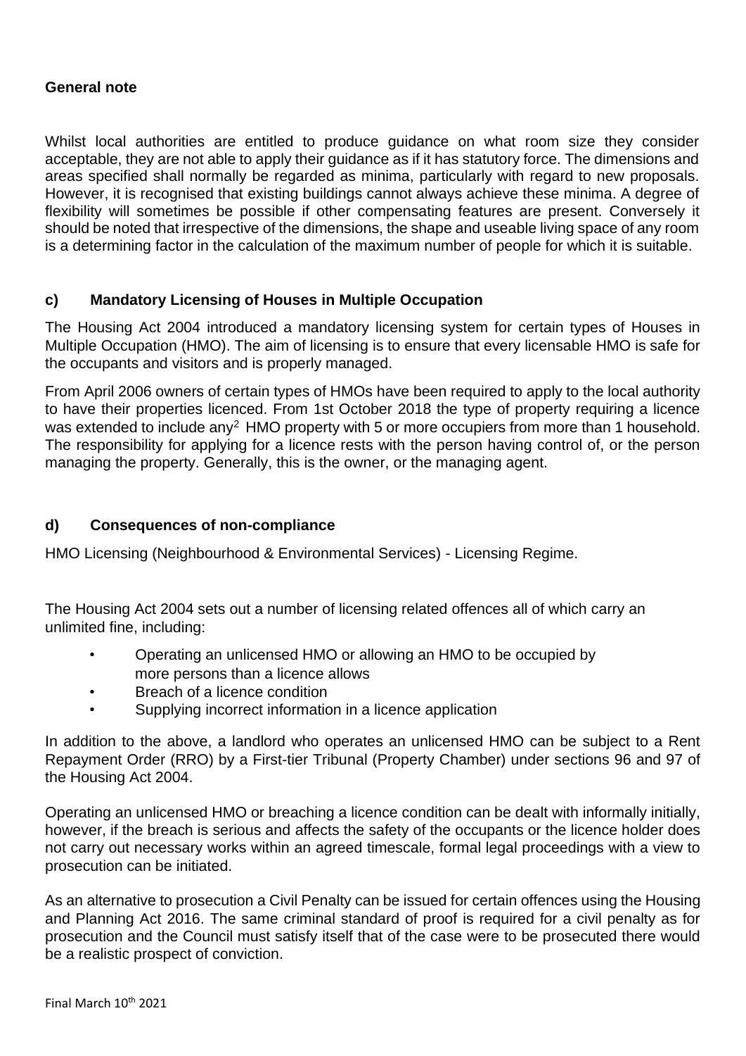**General note**

Whilst local authorities are entitled to produce guidance on what room size they consider acceptable, they are not able to apply their guidance as if it has statutory force. The dimensions and areas specified shall normally be regarded as minima, particularly with regard to new proposals. However, it is recognised that existing buildings cannot always achieve these minima. A degree of flexibility will sometimes be possible if other compensating features are present. Conversely it should be noted that irrespective of the dimensions, the shape and useable living space of any room is a determining factor in the calculation of the maximum number of people for which it is suitable.

### c) Mandatory Licensing of Houses in Multiple Occupation

The Housing Act 2004 introduced a mandatory licensing system for certain types of Houses in Multiple Occupation (HMO). The aim of licensing is to ensure that every licensable HMO is safe for the occupants and visitors and is properly managed.

From April 2006 owners of certain types of HMOs have been required to apply to the local authority to have their properties licenced. From 1st October 2018 the type of property requiring a licence was extended to include any[2] HMO property with 5 or more occupiers from more than 1 household. The responsibility for applying for a licence rests with the person having control of, or the person managing the property. Generally, this is the owner, or the managing agent.

### d) Consequences of non-compliance

HMO Licensing (Neighbourhood & Environmental Services) - Licensing Regime.

The Housing Act 2004 sets out a number of licensing related offences all of which carry an unlimited fine, including:

- Operating an unlicensed HMO or allowing an HMO to be occupied by more persons than a licence allows
- Breach of a licence condition
- Supplying incorrect information in a licence application

In addition to the above, a landlord who operates an unlicensed HMO can be subject to a Rent Repayment Order (RRO) by a First-tier Tribunal (Property Chamber) under sections 96 and 97 of the Housing Act 2004.

Operating an unlicensed HMO or breaching a licence condition can be dealt with informally initially, however, if the breach is serious and affects the safety of the occupants or the licence holder does not carry out necessary works within an agreed timescale, formal legal proceedings with a view to prosecution can be initiated.

As an alternative to prosecution a Civil Penalty can be issued for certain offences using the Housing and Planning Act 2016. The same criminal standard of proof is required for a civil penalty as for prosecution and the Council must satisfy itself that of the case were to be prosecuted there would be a realistic prospect of conviction.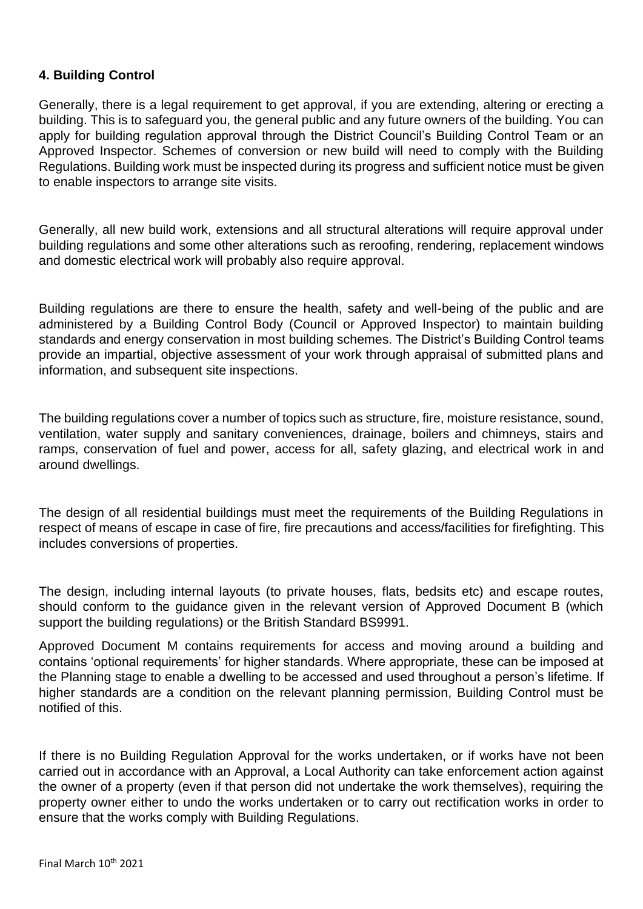#### 4. Building Control

Generally, there is a legal requirement to get approval, if you are extending, altering or erecting a building. This is to safeguard you, the general public and any future owners of the building. You can apply for building regulation approval through the District Council's Building Control Team or an Approved Inspector. Schemes of conversion or new build will need to comply with the Building Regulations. Building work must be inspected during its progress and sufficient notice must be given to enable inspectors to arrange site visits.

Generally, all new build work, extensions and all structural alterations will require approval under building regulations and some other alterations such as reroofing, rendering, replacement windows and domestic electrical work will probably also require approval.

Building regulations are there to ensure the health, safety and well-being of the public and are administered by a Building Control Body (Council or Approved Inspector) to maintain building standards and energy conservation in most building schemes. The District's Building Control teams provide an impartial, objective assessment of your work through appraisal of submitted plans and information, and subsequent site inspections.

The building regulations cover a number of topics such as structure, fire, moisture resistance, sound, ventilation, water supply and sanitary conveniences, drainage, boilers and chimneys, stairs and ramps, conservation of fuel and power, access for all, safety glazing, and electrical work in and around dwellings.

The design of all residential buildings must meet the requirements of the Building Regulations in respect of means of escape in case of fire, fire precautions and access/facilities for firefighting. This includes conversions of properties.

The design, including internal layouts (to private houses, flats, bedsits etc) and escape routes, should conform to the guidance given in the relevant version of Approved Document B (which support the building regulations) or the British Standard BS9991.

Approved Document M contains requirements for access and moving around a building and contains 'optional requirements' for higher standards. Where appropriate, these can be imposed at the Planning stage to enable a dwelling to be accessed and used throughout a person's lifetime. If higher standards are a condition on the relevant planning permission, Building Control must be notified of this.

If there is no Building Regulation Approval for the works undertaken, or if works have not been carried out in accordance with an Approval, a Local Authority can take enforcement action against the owner of a property (even if that person did not undertake the work themselves), requiring the property owner either to undo the works undertaken or to carry out rectification works in order to ensure that the works comply with Building Regulations.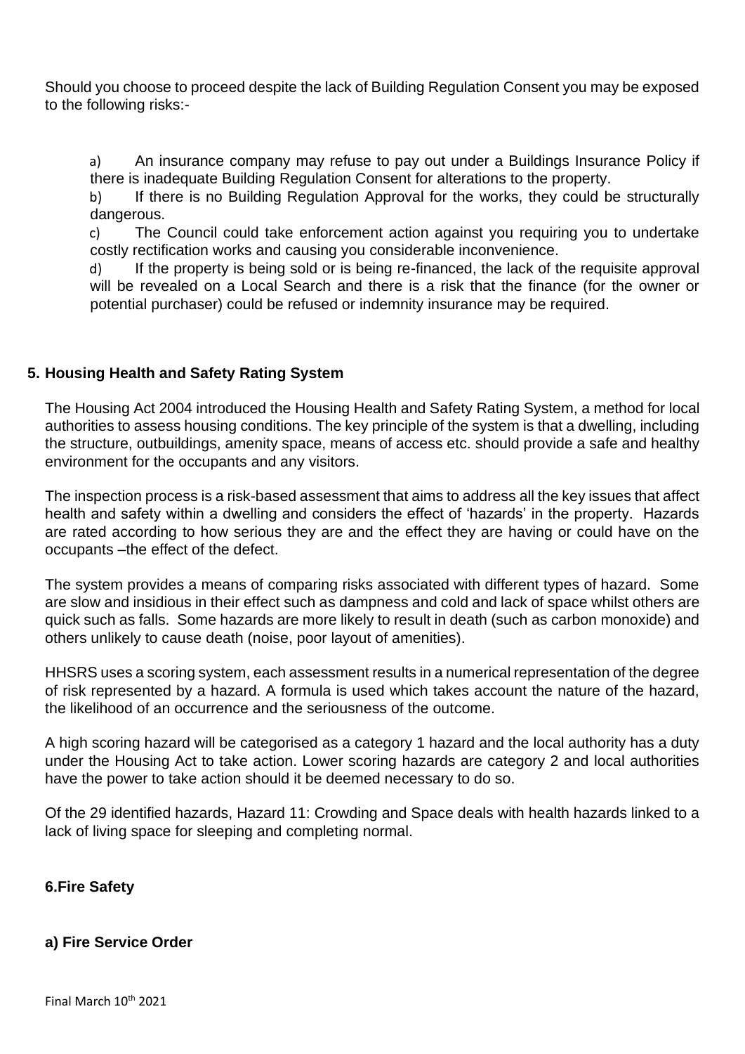Should you choose to proceed despite the lack of Building Regulation Consent you may be exposed to the following risks:-

a) An insurance company may refuse to pay out under a Buildings Insurance Policy if there is inadequate Building Regulation Consent for alterations to the property.

b) If there is no Building Regulation Approval for the works, they could be structurally dangerous.

c) The Council could take enforcement action against you requiring you to undertake costly rectification works and causing you considerable inconvenience.

d) If the property is being sold or is being re-financed, the lack of the requisite approval will be revealed on a Local Search and there is a risk that the finance (for the owner or potential purchaser) could be refused or indemnity insurance may be required.

## 5. Housing Health and Safety Rating System

The Housing Act 2004 introduced the Housing Health and Safety Rating System, a method for local authorities to assess housing conditions. The key principle of the system is that a dwelling, including the structure, outbuildings, amenity space, means of access etc. should provide a safe and healthy environment for the occupants and any visitors.

The inspection process is a risk-based assessment that aims to address all the key issues that affect health and safety within a dwelling and considers the effect of 'hazards' in the property. Hazards are rated according to how serious they are and the effect they are having or could have on the occupants –the effect of the defect.

The system provides a means of comparing risks associated with different types of hazard. Some are slow and insidious in their effect such as dampness and cold and lack of space whilst others are quick such as falls. Some hazards are more likely to result in death (such as carbon monoxide) and others unlikely to cause death (noise, poor layout of amenities).

HHSRS uses a scoring system, each assessment results in a numerical representation of the degree of risk represented by a hazard. A formula is used which takes account the nature of the hazard, the likelihood of an occurrence and the seriousness of the outcome.

A high scoring hazard will be categorised as a category 1 hazard and the local authority has a duty under the Housing Act to take action. Lower scoring hazards are category 2 and local authorities have the power to take action should it be deemed necessary to do so.

Of the 29 identified hazards, Hazard 11: Crowding and Space deals with health hazards linked to a lack of living space for sleeping and completing normal.

## 6.Fire Safety

### a) Fire Service Order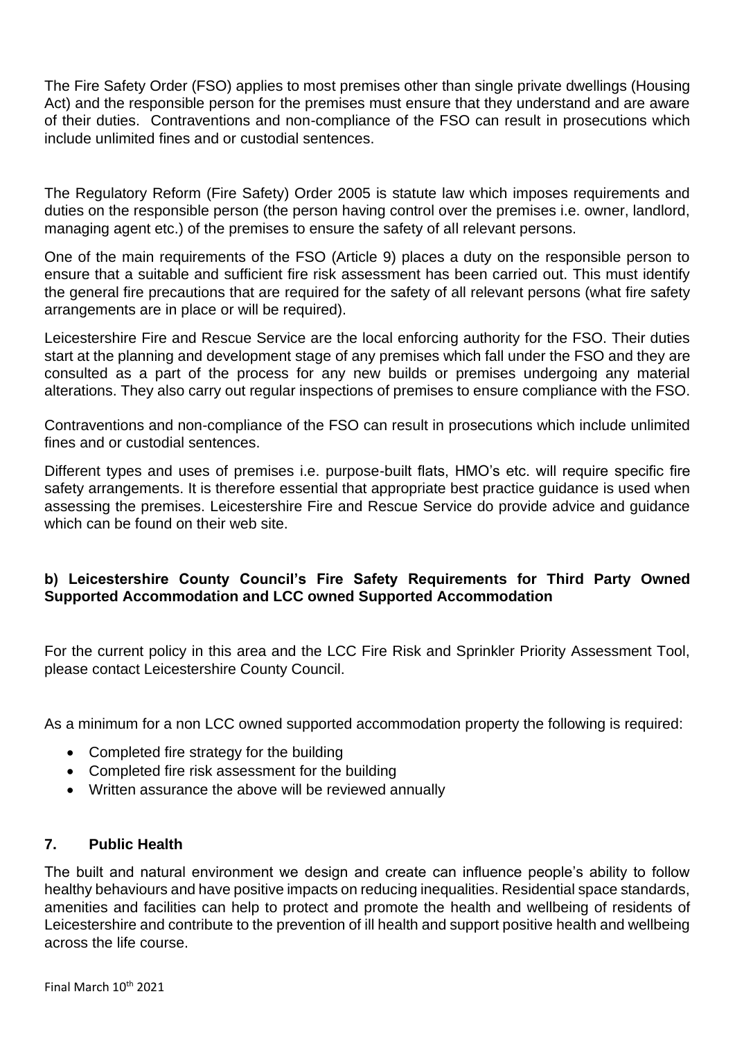The Fire Safety Order (FSO) applies to most premises other than single private dwellings (Housing Act) and the responsible person for the premises must ensure that they understand and are aware of their duties. Contraventions and non-compliance of the FSO can result in prosecutions which include unlimited fines and or custodial sentences.

The Regulatory Reform (Fire Safety) Order 2005 is statute law which imposes requirements and duties on the responsible person (the person having control over the premises i.e. owner, landlord, managing agent etc.) of the premises to ensure the safety of all relevant persons.

One of the main requirements of the FSO (Article 9) places a duty on the responsible person to ensure that a suitable and sufficient fire risk assessment has been carried out. This must identify the general fire precautions that are required for the safety of all relevant persons (what fire safety arrangements are in place or will be required).

Leicestershire Fire and Rescue Service are the local enforcing authority for the FSO. Their duties start at the planning and development stage of any premises which fall under the FSO and they are consulted as a part of the process for any new builds or premises undergoing any material alterations. They also carry out regular inspections of premises to ensure compliance with the FSO.

Contraventions and non-compliance of the FSO can result in prosecutions which include unlimited fines and or custodial sentences.

Different types and uses of premises i.e. purpose-built flats, HMO's etc. will require specific fire safety arrangements. It is therefore essential that appropriate best practice guidance is used when assessing the premises. Leicestershire Fire and Rescue Service do provide advice and guidance which can be found on their web site.

### b) Leicestershire County Council's Fire Safety Requirements for Third Party Owned Supported Accommodation and LCC owned Supported Accommodation

For the current policy in this area and the LCC Fire Risk and Sprinkler Priority Assessment Tool, please contact Leicestershire County Council.

As a minimum for a non LCC owned supported accommodation property the following is required:

- Completed fire strategy for the building
- Completed fire risk assessment for the building
- Written assurance the above will be reviewed annually

## 7. Public Health

The built and natural environment we design and create can influence people's ability to follow healthy behaviours and have positive impacts on reducing inequalities. Residential space standards, amenities and facilities can help to protect and promote the health and wellbeing of residents of Leicestershire and contribute to the prevention of ill health and support positive health and wellbeing across the life course.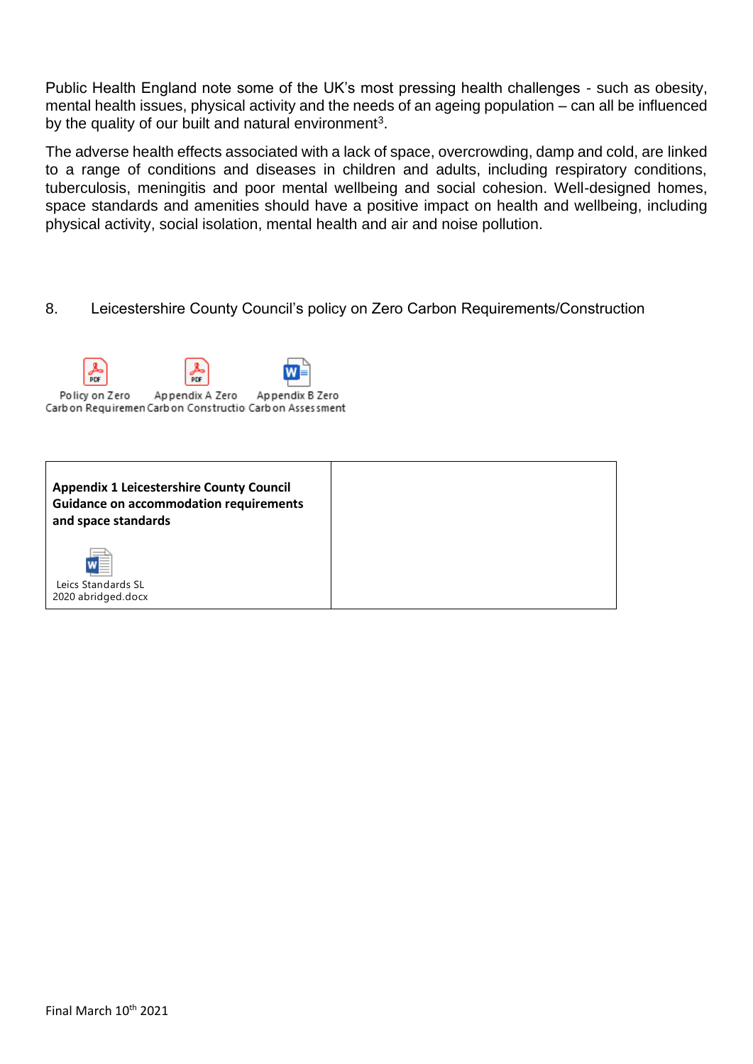Public Health England note some of the UK's most pressing health challenges - such as obesity, mental health issues, physical activity and the needs of an ageing population – can all be influenced by the quality of our built and natural environment[3].

The adverse health effects associated with a lack of space, overcrowding, damp and cold, are linked to a range of conditions and diseases in children and adults, including respiratory conditions, tuberculosis, meningitis and poor mental wellbeing and social cohesion. Well-designed homes, space standards and amenities should have a positive impact on health and wellbeing, including physical activity, social isolation, mental health and air and noise pollution.

8. Leicestershire County Council's policy on Zero Carbon Requirements/Construction

Policy on Zero Carbon Requiremen Appendix A Zero Carbon Constructio Appendix B Zero Carbon Assessment

| | |
|---|---|
| **Appendix 1 Leicestershire County Council Guidance on accommodation requirements and space standards**<br><br>Leics Standards SL 2020 abridged.docx | |

Final March 10th 2021